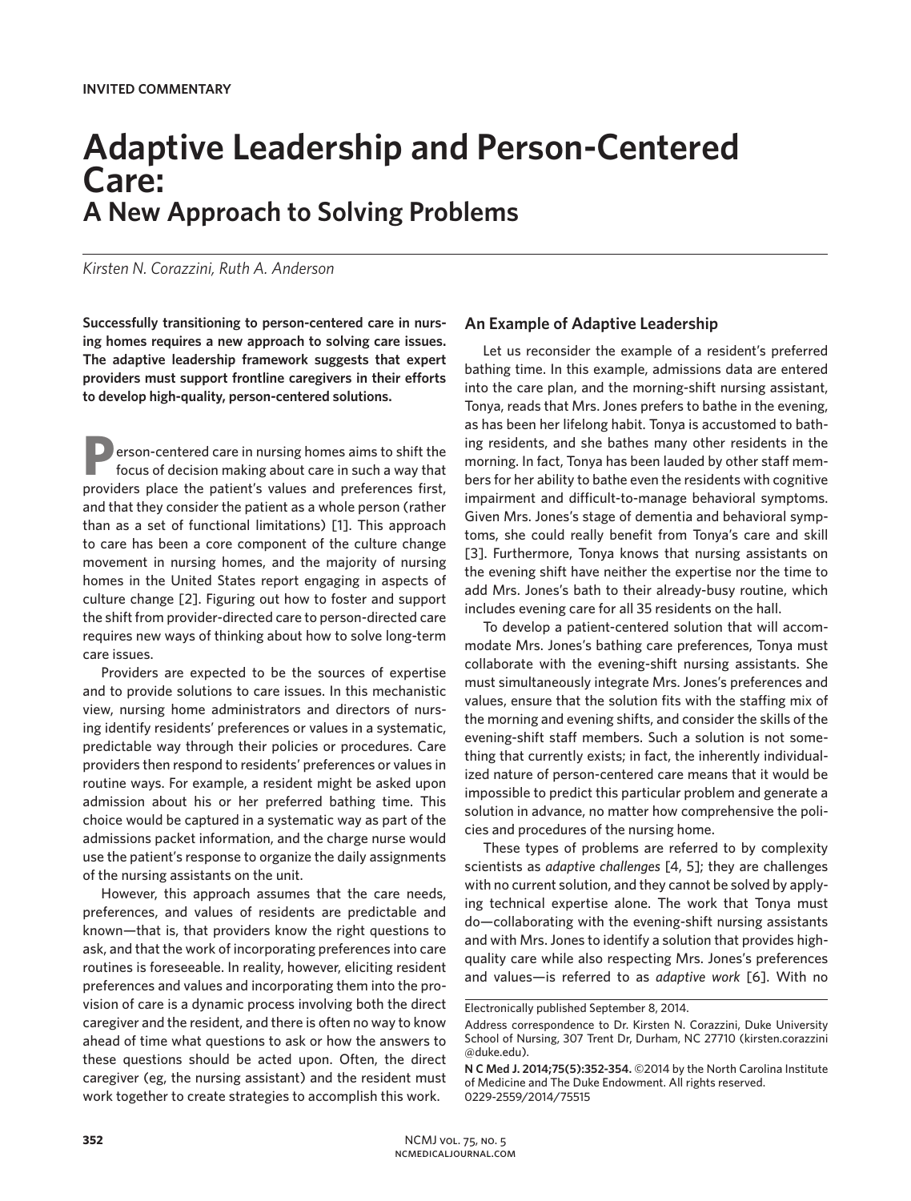**INVITED COMMENTARY**

# Adaptive Leadership and Person-Centered Care: A New Approach to Solving Problems

*Kirsten N. Corazzini, Ruth A. Anderson*

**Successfully transitioning to person-centered care in nursing homes requires a new approach to solving care issues. The adaptive leadership framework suggests that expert providers must support frontline caregivers in their efforts to develop high-quality, person-centered solutions.**

Person-centered care in nursing homes aims to shift the focus of decision making about care in such a way that providers place the patient's values and preferences first, and that they consider the patient as a whole person (rather than as a set of functional limitations) [1]. This approach to care has been a core component of the culture change movement in nursing homes, and the majority of nursing homes in the United States report engaging in aspects of culture change [2]. Figuring out how to foster and support the shift from provider-directed care to person-directed care requires new ways of thinking about how to solve long-term care issues.

Providers are expected to be the sources of expertise and to provide solutions to care issues. In this mechanistic view, nursing home administrators and directors of nursing identify residents' preferences or values in a systematic, predictable way through their policies or procedures. Care providers then respond to residents' preferences or values in routine ways. For example, a resident might be asked upon admission about his or her preferred bathing time. This choice would be captured in a systematic way as part of the admissions packet information, and the charge nurse would use the patient's response to organize the daily assignments of the nursing assistants on the unit.

However, this approach assumes that the care needs, preferences, and values of residents are predictable and known—that is, that providers know the right questions to ask, and that the work of incorporating preferences into care routines is foreseeable. In reality, however, eliciting resident preferences and values and incorporating them into the provision of care is a dynamic process involving both the direct caregiver and the resident, and there is often no way to know ahead of time what questions to ask or how the answers to these questions should be acted upon. Often, the direct caregiver (eg, the nursing assistant) and the resident must work together to create strategies to accomplish this work.

## An Example of Adaptive Leadership

Let us reconsider the example of a resident's preferred bathing time. In this example, admissions data are entered into the care plan, and the morning-shift nursing assistant, Tonya, reads that Mrs. Jones prefers to bathe in the evening, as has been her lifelong habit. Tonya is accustomed to bathing residents, and she bathes many other residents in the morning. In fact, Tonya has been lauded by other staff members for her ability to bathe even the residents with cognitive impairment and difficult-to-manage behavioral symptoms. Given Mrs. Jones's stage of dementia and behavioral symptoms, she could really benefit from Tonya's care and skill [3]. Furthermore, Tonya knows that nursing assistants on the evening shift have neither the expertise nor the time to add Mrs. Jones's bath to their already-busy routine, which includes evening care for all 35 residents on the hall.

To develop a patient-centered solution that will accommodate Mrs. Jones's bathing care preferences, Tonya must collaborate with the evening-shift nursing assistants. She must simultaneously integrate Mrs. Jones's preferences and values, ensure that the solution fits with the staffing mix of the morning and evening shifts, and consider the skills of the evening-shift staff members. Such a solution is not something that currently exists; in fact, the inherently individualized nature of person-centered care means that it would be impossible to predict this particular problem and generate a solution in advance, no matter how comprehensive the policies and procedures of the nursing home.

These types of problems are referred to by complexity scientists as *adaptive challenges* [4, 5]; they are challenges with no current solution, and they cannot be solved by applying technical expertise alone. The work that Tonya must do—collaborating with the evening-shift nursing assistants and with Mrs. Jones to identify a solution that provides high-quality care while also respecting Mrs. Jones's preferences and values—is referred to as *adaptive work* [6]. With no

Electronically published September 8, 2014.

Address correspondence to Dr. Kirsten N. Corazzini, Duke University School of Nursing, 307 Trent Dr, Durham, NC 27710 (kirsten.corazzini@duke.edu).

**N C Med J. 2014;75(5):352-354.** ©2014 by the North Carolina Institute of Medicine and The Duke Endowment. All rights reserved. 0229-2559/2014/75515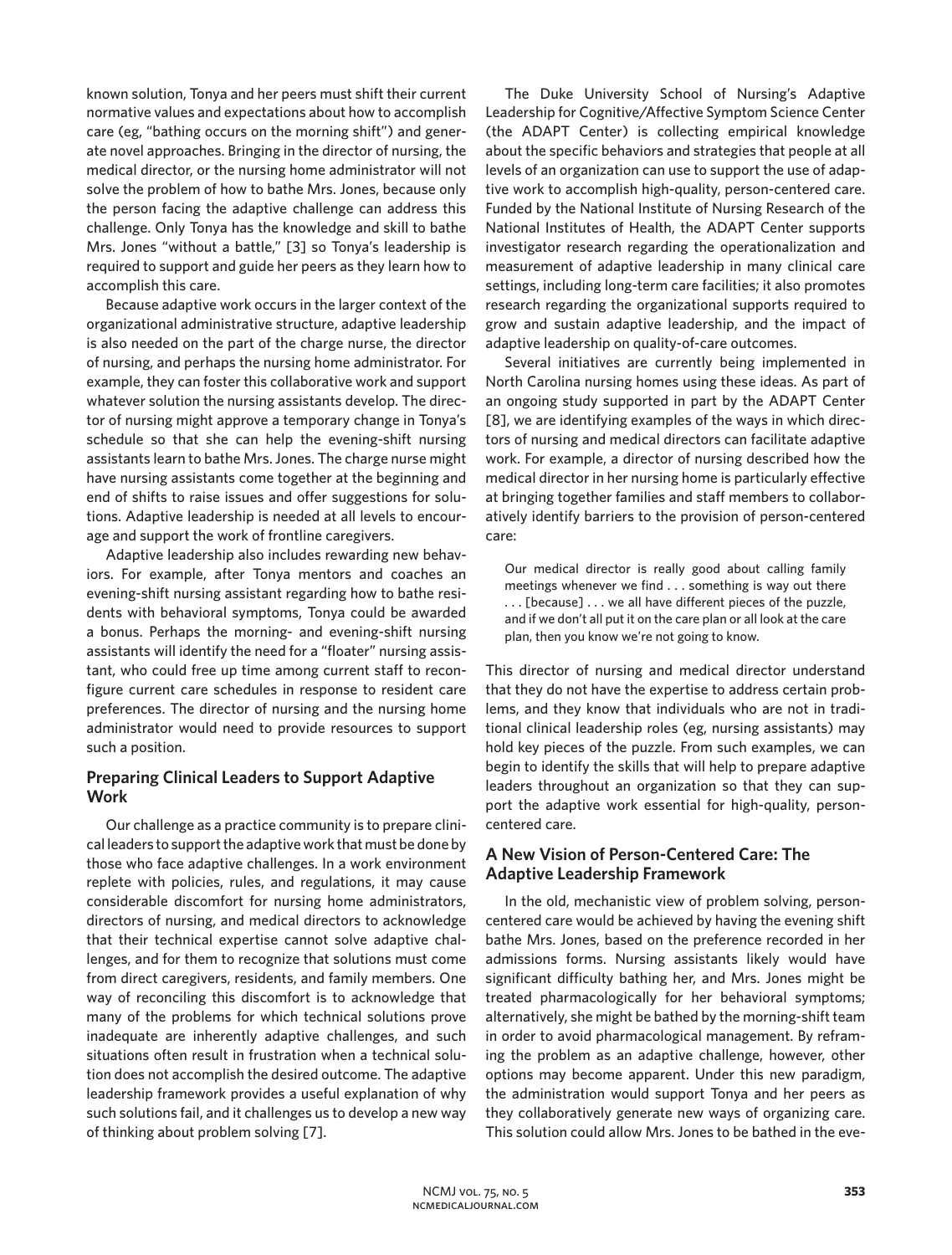known solution, Tonya and her peers must shift their current normative values and expectations about how to accomplish care (eg, "bathing occurs on the morning shift") and generate novel approaches. Bringing in the director of nursing, the medical director, or the nursing home administrator will not solve the problem of how to bathe Mrs. Jones, because only the person facing the adaptive challenge can address this challenge. Only Tonya has the knowledge and skill to bathe Mrs. Jones "without a battle," [3] so Tonya's leadership is required to support and guide her peers as they learn how to accomplish this care.

Because adaptive work occurs in the larger context of the organizational administrative structure, adaptive leadership is also needed on the part of the charge nurse, the director of nursing, and perhaps the nursing home administrator. For example, they can foster this collaborative work and support whatever solution the nursing assistants develop. The director of nursing might approve a temporary change in Tonya's schedule so that she can help the evening-shift nursing assistants learn to bathe Mrs. Jones. The charge nurse might have nursing assistants come together at the beginning and end of shifts to raise issues and offer suggestions for solutions. Adaptive leadership is needed at all levels to encourage and support the work of frontline caregivers.

Adaptive leadership also includes rewarding new behaviors. For example, after Tonya mentors and coaches an evening-shift nursing assistant regarding how to bathe residents with behavioral symptoms, Tonya could be awarded a bonus. Perhaps the morning- and evening-shift nursing assistants will identify the need for a "floater" nursing assistant, who could free up time among current staff to reconfigure current care schedules in response to resident care preferences. The director of nursing and the nursing home administrator would need to provide resources to support such a position.

## Preparing Clinical Leaders to Support Adaptive Work

Our challenge as a practice community is to prepare clinical leaders to support the adaptive work that must be done by those who face adaptive challenges. In a work environment replete with policies, rules, and regulations, it may cause considerable discomfort for nursing home administrators, directors of nursing, and medical directors to acknowledge that their technical expertise cannot solve adaptive challenges, and for them to recognize that solutions must come from direct caregivers, residents, and family members. One way of reconciling this discomfort is to acknowledge that many of the problems for which technical solutions prove inadequate are inherently adaptive challenges, and such situations often result in frustration when a technical solution does not accomplish the desired outcome. The adaptive leadership framework provides a useful explanation of why such solutions fail, and it challenges us to develop a new way of thinking about problem solving [7].

The Duke University School of Nursing's Adaptive Leadership for Cognitive/Affective Symptom Science Center (the ADAPT Center) is collecting empirical knowledge about the specific behaviors and strategies that people at all levels of an organization can use to support the use of adaptive work to accomplish high-quality, person-centered care. Funded by the National Institute of Nursing Research of the National Institutes of Health, the ADAPT Center supports investigator research regarding the operationalization and measurement of adaptive leadership in many clinical care settings, including long-term care facilities; it also promotes research regarding the organizational supports required to grow and sustain adaptive leadership, and the impact of adaptive leadership on quality-of-care outcomes.

Several initiatives are currently being implemented in North Carolina nursing homes using these ideas. As part of an ongoing study supported in part by the ADAPT Center [8], we are identifying examples of the ways in which directors of nursing and medical directors can facilitate adaptive work. For example, a director of nursing described how the medical director in her nursing home is particularly effective at bringing together families and staff members to collaboratively identify barriers to the provision of person-centered care:

> Our medical director is really good about calling family meetings whenever we find . . . something is way out there . . . [because] . . . we all have different pieces of the puzzle, and if we don't all put it on the care plan or all look at the care plan, then you know we're not going to know.

This director of nursing and medical director understand that they do not have the expertise to address certain problems, and they know that individuals who are not in traditional clinical leadership roles (eg, nursing assistants) may hold key pieces of the puzzle. From such examples, we can begin to identify the skills that will help to prepare adaptive leaders throughout an organization so that they can support the adaptive work essential for high-quality, person-centered care.

## A New Vision of Person-Centered Care: The Adaptive Leadership Framework

In the old, mechanistic view of problem solving, person-centered care would be achieved by having the evening shift bathe Mrs. Jones, based on the preference recorded in her admissions forms. Nursing assistants likely would have significant difficulty bathing her, and Mrs. Jones might be treated pharmacologically for her behavioral symptoms; alternatively, she might be bathed by the morning-shift team in order to avoid pharmacological management. By reframing the problem as an adaptive challenge, however, other options may become apparent. Under this new paradigm, the administration would support Tonya and her peers as they collaboratively generate new ways of organizing care. This solution could allow Mrs. Jones to be bathed in the eve-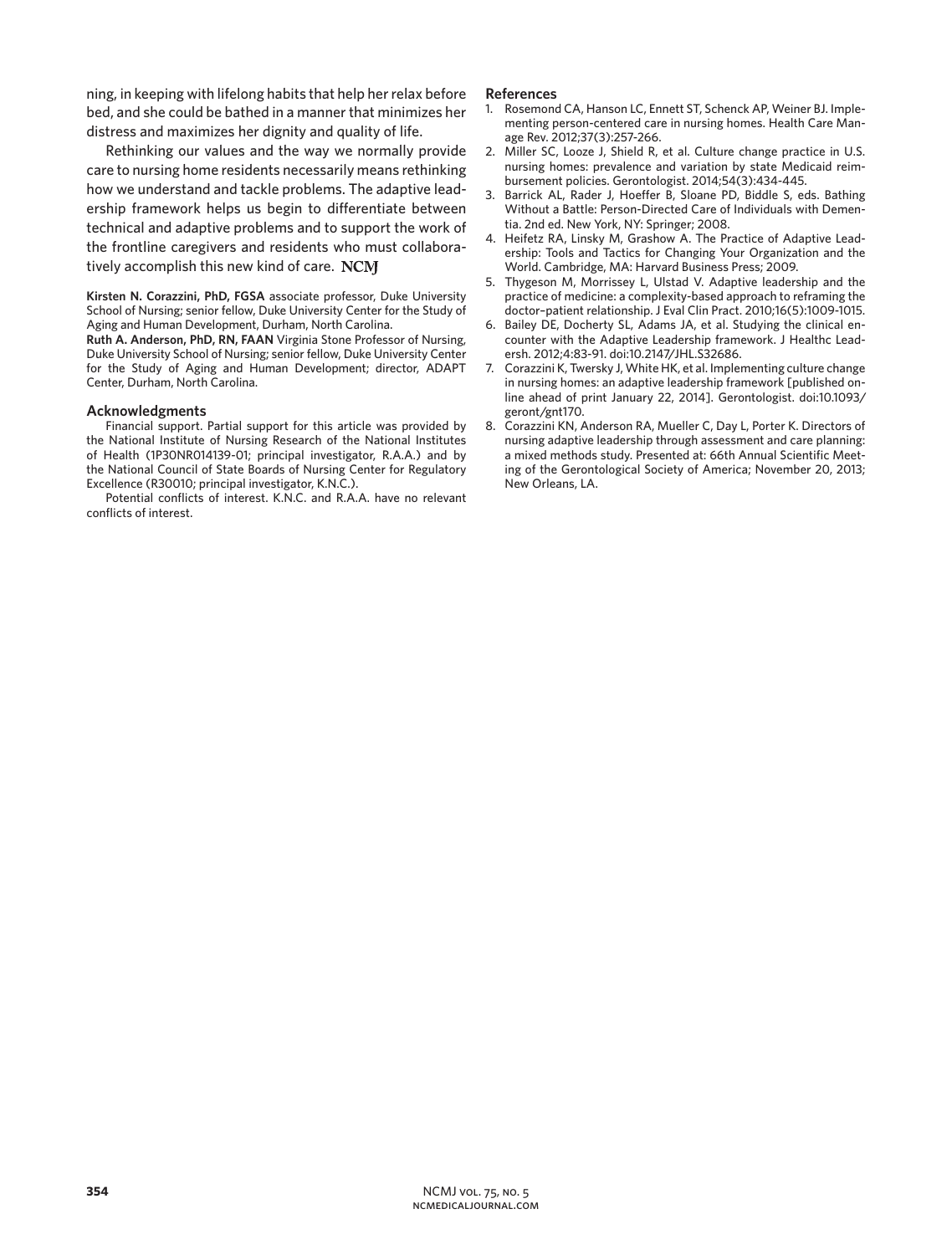ning, in keeping with lifelong habits that help her relax before bed, and she could be bathed in a manner that minimizes her distress and maximizes her dignity and quality of life.

Rethinking our values and the way we normally provide care to nursing home residents necessarily means rethinking how we understand and tackle problems. The adaptive leadership framework helps us begin to differentiate between technical and adaptive problems and to support the work of the frontline caregivers and residents who must collaboratively accomplish this new kind of care. NCMJ

**Kirsten N. Corazzini, PhD, FGSA** associate professor, Duke University School of Nursing; senior fellow, Duke University Center for the Study of Aging and Human Development, Durham, North Carolina.

**Ruth A. Anderson, PhD, RN, FAAN** Virginia Stone Professor of Nursing, Duke University School of Nursing; senior fellow, Duke University Center for the Study of Aging and Human Development; director, ADAPT Center, Durham, North Carolina.

### Acknowledgments

Financial support. Partial support for this article was provided by the National Institute of Nursing Research of the National Institutes of Health (1P30NR014139-01; principal investigator, R.A.A.) and by the National Council of State Boards of Nursing Center for Regulatory Excellence (R30010; principal investigator, K.N.C.).

Potential conflicts of interest. K.N.C. and R.A.A. have no relevant conflicts of interest.

### References

1. Rosemond CA, Hanson LC, Ennett ST, Schenck AP, Weiner BJ. Implementing person-centered care in nursing homes. Health Care Manage Rev. 2012;37(3):257-266.
2. Miller SC, Looze J, Shield R, et al. Culture change practice in U.S. nursing homes: prevalence and variation by state Medicaid reimbursement policies. Gerontologist. 2014;54(3):434-445.
3. Barrick AL, Rader J, Hoeffer B, Sloane PD, Biddle S, eds. Bathing Without a Battle: Person-Directed Care of Individuals with Dementia. 2nd ed. New York, NY: Springer; 2008.
4. Heifetz RA, Linsky M, Grashow A. The Practice of Adaptive Leadership: Tools and Tactics for Changing Your Organization and the World. Cambridge, MA: Harvard Business Press; 2009.
5. Thygeson M, Morrissey L, Ulstad V. Adaptive leadership and the practice of medicine: a complexity-based approach to reframing the doctor–patient relationship. J Eval Clin Pract. 2010;16(5):1009-1015.
6. Bailey DE, Docherty SL, Adams JA, et al. Studying the clinical encounter with the Adaptive Leadership framework. J Healthc Leadersh. 2012;4:83-91. doi:10.2147/JHL.S32686.
7. Corazzini K, Twersky J, White HK, et al. Implementing culture change in nursing homes: an adaptive leadership framework [published online ahead of print January 22, 2014]. Gerontologist. doi:10.1093/geront/gnt170.
8. Corazzini KN, Anderson RA, Mueller C, Day L, Porter K. Directors of nursing adaptive leadership through assessment and care planning: a mixed methods study. Presented at: 66th Annual Scientific Meeting of the Gerontological Society of America; November 20, 2013; New Orleans, LA.